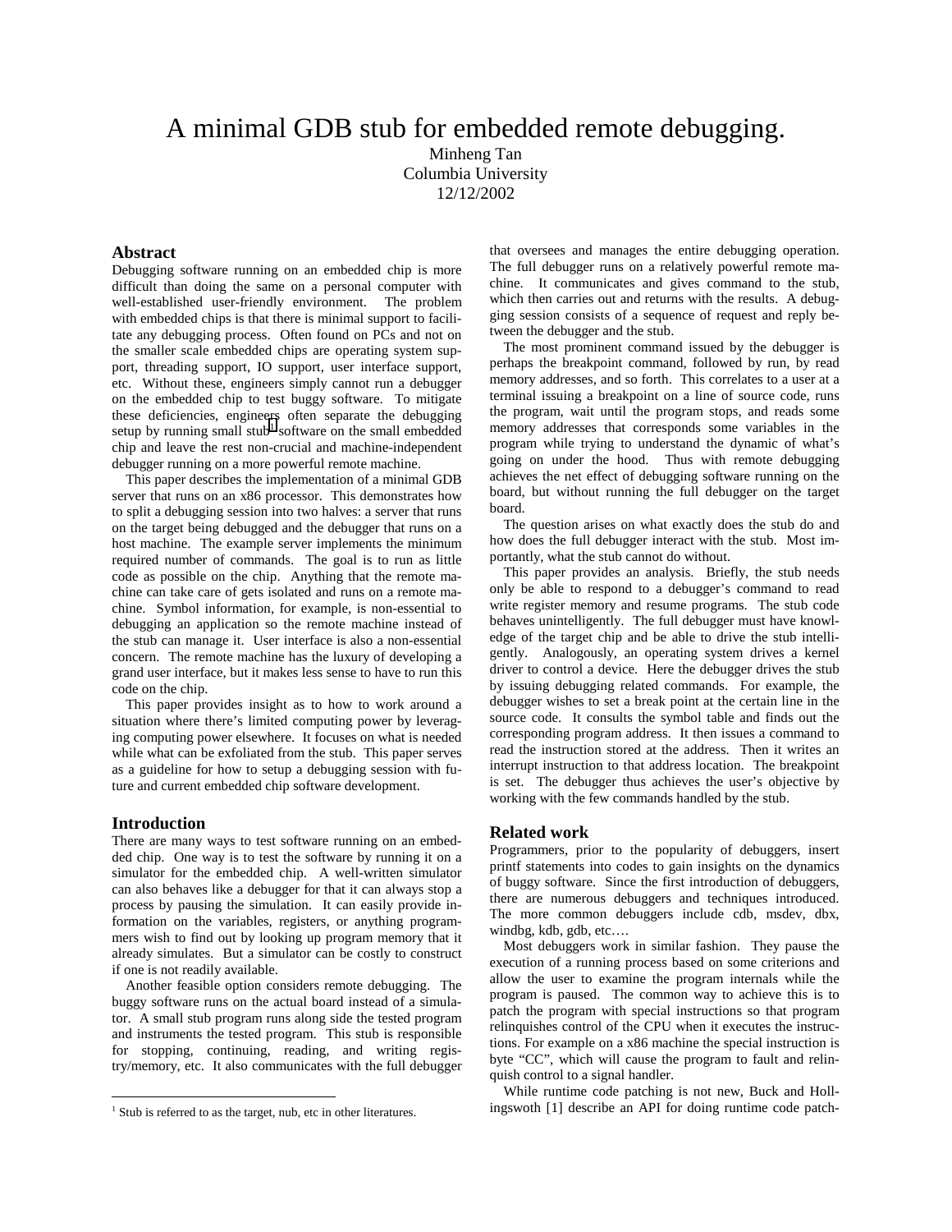# A minimal GDB stub for embedded remote debugging.

Minheng Tan
Columbia University
12/12/2002

## Abstract

Debugging software running on an embedded chip is more difficult than doing the same on a personal computer with well-established user-friendly environment. The problem with embedded chips is that there is minimal support to facilitate any debugging process. Often found on PCs and not on the smaller scale embedded chips are operating system support, threading support, IO support, user interface support, etc. Without these, engineers simply cannot run a debugger on the embedded chip to test buggy software. To mitigate these deficiencies, engineers often separate the debugging setup by running small stub[1] software on the small embedded chip and leave the rest non-crucial and machine-independent debugger running on a more powerful remote machine.

This paper describes the implementation of a minimal GDB server that runs on an x86 processor. This demonstrates how to split a debugging session into two halves: a server that runs on the target being debugged and the debugger that runs on a host machine. The example server implements the minimum required number of commands. The goal is to run as little code as possible on the chip. Anything that the remote machine can take care of gets isolated and runs on a remote machine. Symbol information, for example, is non-essential to debugging an application so the remote machine instead of the stub can manage it. User interface is also a non-essential concern. The remote machine has the luxury of developing a grand user interface, but it makes less sense to have to run this code on the chip.

This paper provides insight as to how to work around a situation where there's limited computing power by leveraging computing power elsewhere. It focuses on what is needed while what can be exfoliated from the stub. This paper serves as a guideline for how to setup a debugging session with future and current embedded chip software development.

## Introduction

There are many ways to test software running on an embedded chip. One way is to test the software by running it on a simulator for the embedded chip. A well-written simulator can also behaves like a debugger for that it can always stop a process by pausing the simulation. It can easily provide information on the variables, registers, or anything programmers wish to find out by looking up program memory that it already simulates. But a simulator can be costly to construct if one is not readily available.

Another feasible option considers remote debugging. The buggy software runs on the actual board instead of a simulator. A small stub program runs along side the tested program and instruments the tested program. This stub is responsible for stopping, continuing, reading, and writing registry/memory, etc. It also communicates with the full debugger that oversees and manages the entire debugging operation. The full debugger runs on a relatively powerful remote machine. It communicates and gives command to the stub, which then carries out and returns with the results. A debugging session consists of a sequence of request and reply between the debugger and the stub.

The most prominent command issued by the debugger is perhaps the breakpoint command, followed by run, by read memory addresses, and so forth. This correlates to a user at a terminal issuing a breakpoint on a line of source code, runs the program, wait until the program stops, and reads some memory addresses that corresponds some variables in the program while trying to understand the dynamic of what's going on under the hood. Thus with remote debugging achieves the net effect of debugging software running on the board, but without running the full debugger on the target board.

The question arises on what exactly does the stub do and how does the full debugger interact with the stub. Most importantly, what the stub cannot do without.

This paper provides an analysis. Briefly, the stub needs only be able to respond to a debugger's command to read write register memory and resume programs. The stub code behaves unintelligently. The full debugger must have knowledge of the target chip and be able to drive the stub intelligently. Analogously, an operating system drives a kernel driver to control a device. Here the debugger drives the stub by issuing debugging related commands. For example, the debugger wishes to set a break point at the certain line in the source code. It consults the symbol table and finds out the corresponding program address. It then issues a command to read the instruction stored at the address. Then it writes an interrupt instruction to that address location. The breakpoint is set. The debugger thus achieves the user's objective by working with the few commands handled by the stub.

## Related work

Programmers, prior to the popularity of debuggers, insert printf statements into codes to gain insights on the dynamics of buggy software. Since the first introduction of debuggers, there are numerous debuggers and techniques introduced. The more common debuggers include cdb, msdev, dbx, windbg, kdb, gdb, etc….

Most debuggers work in similar fashion. They pause the execution of a running process based on some criterions and allow the user to examine the program internals while the program is paused. The common way to achieve this is to patch the program with special instructions so that program relinquishes control of the CPU when it executes the instructions. For example on a x86 machine the special instruction is byte "CC", which will cause the program to fault and relinquish control to a signal handler.

While runtime code patching is not new, Buck and Hollingswoth [1] describe an API for doing runtime code patch-

[1] Stub is referred to as the target, nub, etc in other literatures.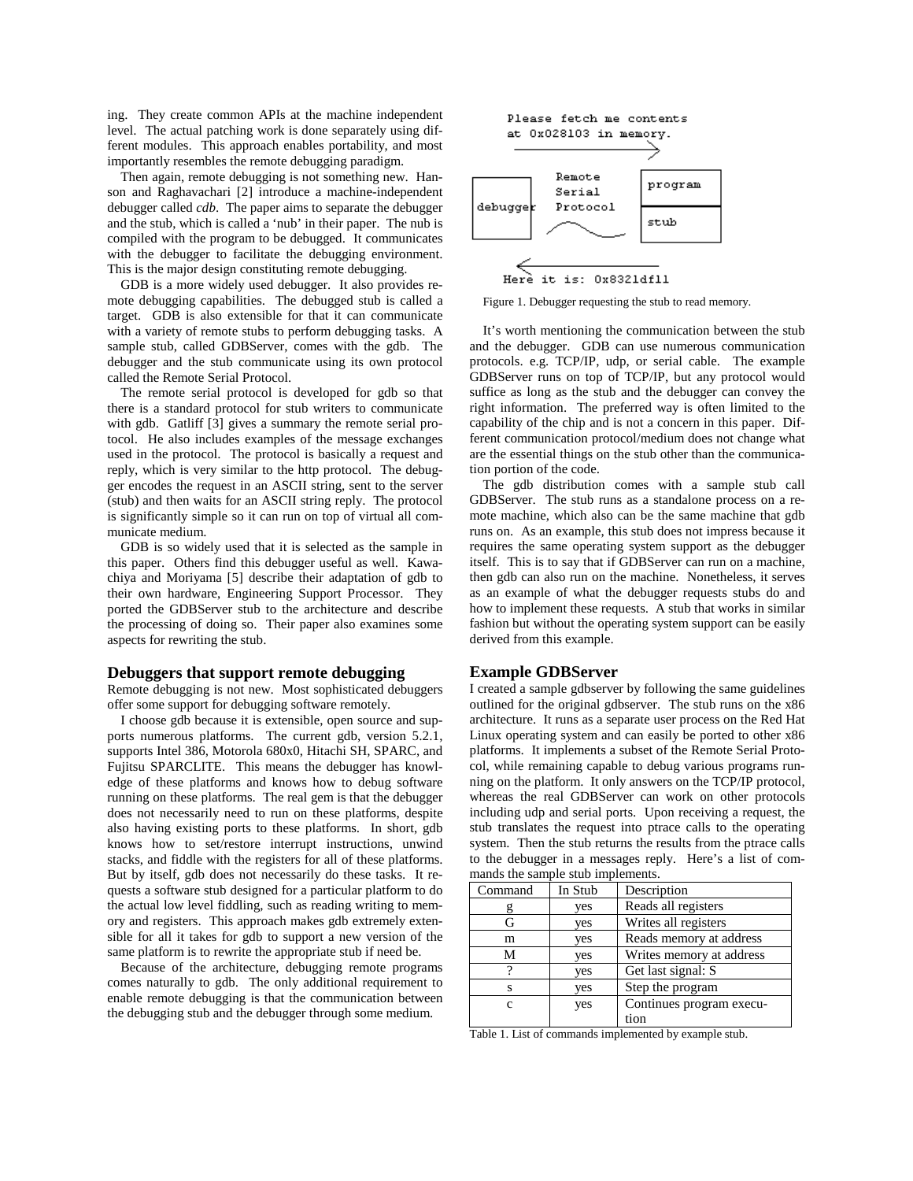ing. They create common APIs at the machine independent level. The actual patching work is done separately using different modules. This approach enables portability, and most importantly resembles the remote debugging paradigm.

Then again, remote debugging is not something new. Hanson and Raghavachari [2] introduce a machine-independent debugger called *cdb*. The paper aims to separate the debugger and the stub, which is called a 'nub' in their paper. The nub is compiled with the program to be debugged. It communicates with the debugger to facilitate the debugging environment. This is the major design constituting remote debugging.

GDB is a more widely used debugger. It also provides remote debugging capabilities. The debugged stub is called a target. GDB is also extensible for that it can communicate with a variety of remote stubs to perform debugging tasks. A sample stub, called GDBServer, comes with the gdb. The debugger and the stub communicate using its own protocol called the Remote Serial Protocol.

The remote serial protocol is developed for gdb so that there is a standard protocol for stub writers to communicate with gdb. Gatliff [3] gives a summary the remote serial protocol. He also includes examples of the message exchanges used in the protocol. The protocol is basically a request and reply, which is very similar to the http protocol. The debugger encodes the request in an ASCII string, sent to the server (stub) and then waits for an ASCII string reply. The protocol is significantly simple so it can run on top of virtual all communicate medium.

GDB is so widely used that it is selected as the sample in this paper. Others find this debugger useful as well. Kawachiya and Moriyama [5] describe their adaptation of gdb to their own hardware, Engineering Support Processor. They ported the GDBServer stub to the architecture and describe the processing of doing so. Their paper also examines some aspects for rewriting the stub.

## Debuggers that support remote debugging

Remote debugging is not new. Most sophisticated debuggers offer some support for debugging software remotely.

I choose gdb because it is extensible, open source and supports numerous platforms. The current gdb, version 5.2.1, supports Intel 386, Motorola 680x0, Hitachi SH, SPARC, and Fujitsu SPARCLITE. This means the debugger has knowledge of these platforms and knows how to debug software running on these platforms. The real gem is that the debugger does not necessarily need to run on these platforms, despite also having existing ports to these platforms. In short, gdb knows how to set/restore interrupt instructions, unwind stacks, and fiddle with the registers for all of these platforms. But by itself, gdb does not necessarily do these tasks. It requests a software stub designed for a particular platform to do the actual low level fiddling, such as reading writing to memory and registers. This approach makes gdb extremely extensible for all it takes for gdb to support a new version of the same platform is to rewrite the appropriate stub if need be.

Because of the architecture, debugging remote programs comes naturally to gdb. The only additional requirement to enable remote debugging is that the communication between the debugging stub and the debugger through some medium.

Please fetch me contents at 0x028103 in memory.

debugger — Remote Serial Protocol — program / stub

Here it is: 0x8321df11

Figure 1. Debugger requesting the stub to read memory.

It's worth mentioning the communication between the stub and the debugger. GDB can use numerous communication protocols. e.g. TCP/IP, udp, or serial cable. The example GDBServer runs on top of TCP/IP, but any protocol would suffice as long as the stub and the debugger can convey the right information. The preferred way is often limited to the capability of the chip and is not a concern in this paper. Different communication protocol/medium does not change what are the essential things on the stub other than the communication portion of the code.

The gdb distribution comes with a sample stub call GDBServer. The stub runs as a standalone process on a remote machine, which also can be the same machine that gdb runs on. As an example, this stub does not impress because it requires the same operating system support as the debugger itself. This is to say that if GDBServer can run on a machine, then gdb can also run on the machine. Nonetheless, it serves as an example of what the debugger requests stubs do and how to implement these requests. A stub that works in similar fashion but without the operating system support can be easily derived from this example.

## Example GDBServer

I created a sample gdbserver by following the same guidelines outlined for the original gdbserver. The stub runs on the x86 architecture. It runs as a separate user process on the Red Hat Linux operating system and can easily be ported to other x86 platforms. It implements a subset of the Remote Serial Protocol, while remaining capable to debug various programs running on the platform. It only answers on the TCP/IP protocol, whereas the real GDBServer can work on other protocols including udp and serial ports. Upon receiving a request, the stub translates the request into ptrace calls to the operating system. Then the stub returns the results from the ptrace calls to the debugger in a messages reply. Here's a list of commands the sample stub implements.

| Command | In Stub | Description |
|---|---|---|
| g | yes | Reads all registers |
| G | yes | Writes all registers |
| m | yes | Reads memory at address |
| M | yes | Writes memory at address |
| ? | yes | Get last signal: S |
| s | yes | Step the program |
| c | yes | Continues program execution |

Table 1. List of commands implemented by example stub.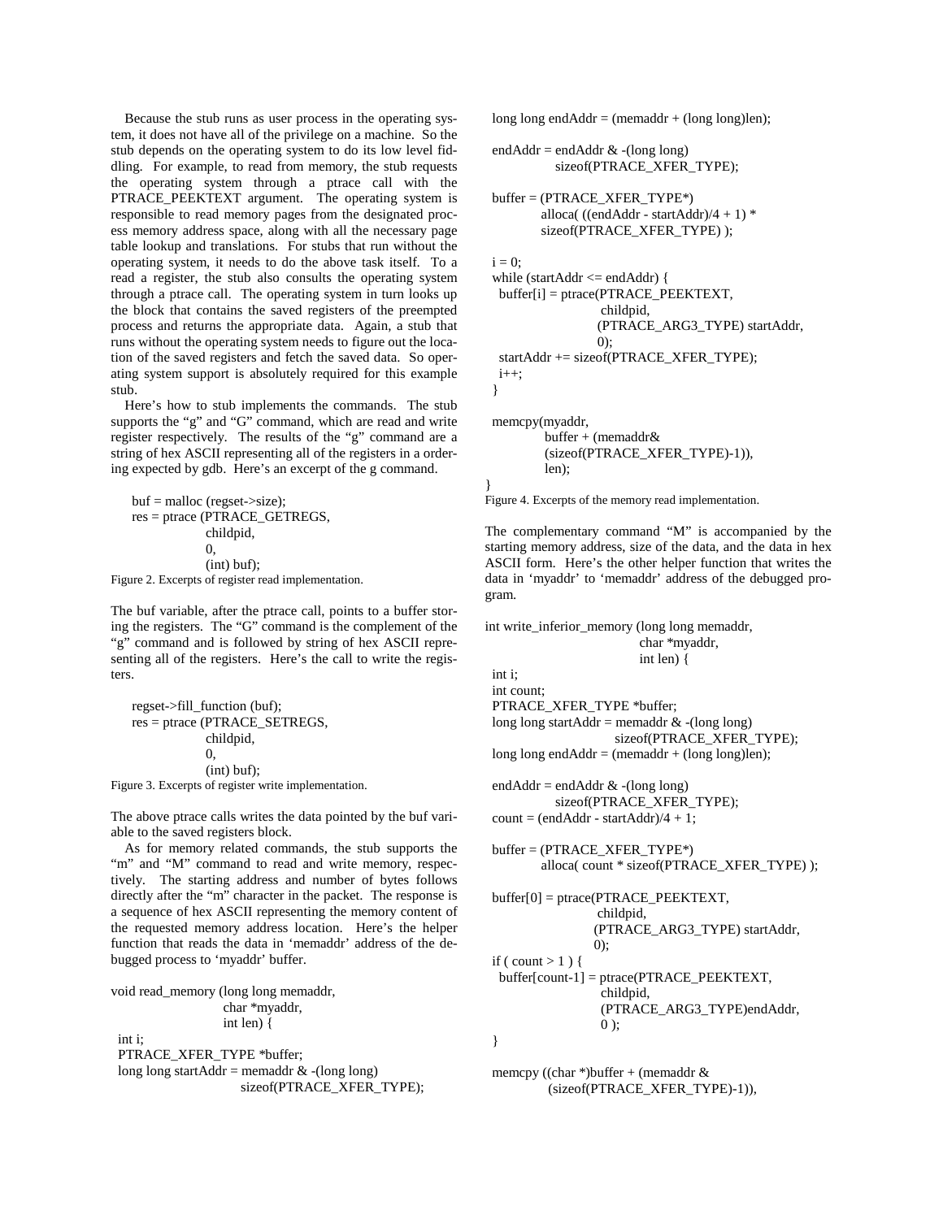Because the stub runs as user process in the operating system, it does not have all of the privilege on a machine. So the stub depends on the operating system to do its low level fiddling. For example, to read from memory, the stub requests the operating system through a ptrace call with the PTRACE_PEEKTEXT argument. The operating system is responsible to read memory pages from the designated process memory address space, along with all the necessary page table lookup and translations. For stubs that run without the operating system, it needs to do the above task itself. To a read a register, the stub also consults the operating system through a ptrace call. The operating system in turn looks up the block that contains the saved registers of the preempted process and returns the appropriate data. Again, a stub that runs without the operating system needs to figure out the location of the saved registers and fetch the saved data. So operating system support is absolutely required for this example stub.

Here's how to stub implements the commands. The stub supports the "g" and "G" command, which are read and write register respectively. The results of the "g" command are a string of hex ASCII representing all of the registers in a ordering expected by gdb. Here's an excerpt of the g command.

```
buf = malloc (regset->size);
res = ptrace (PTRACE_GETREGS,
              childpid,
              0,
              (int) buf);
```

Figure 2. Excerpts of register read implementation.

The buf variable, after the ptrace call, points to a buffer storing the registers. The "G" command is the complement of the "g" command and is followed by string of hex ASCII representing all of the registers. Here's the call to write the registers.

```
regset->fill_function (buf);
res = ptrace (PTRACE_SETREGS,
              childpid,
              0,
              (int) buf);
```

Figure 3. Excerpts of register write implementation.

The above ptrace calls writes the data pointed by the buf variable to the saved registers block.

As for memory related commands, the stub supports the "m" and "M" command to read and write memory, respectively. The starting address and number of bytes follows directly after the "m" character in the packet. The response is a sequence of hex ASCII representing the memory content of the requested memory address location. Here's the helper function that reads the data in 'memaddr' address of the debugged process to 'myaddr' buffer.

```
void read_memory (long long memaddr,
                  char *myaddr,
                  int len) {
  int i;
  PTRACE_XFER_TYPE *buffer;
  long long startAddr = memaddr & -(long long)
                        sizeof(PTRACE_XFER_TYPE);
  long long endAddr = (memaddr + (long long)len);

  endAddr = endAddr & -(long long)
            sizeof(PTRACE_XFER_TYPE);

  buffer = (PTRACE_XFER_TYPE*)
         alloca( ((endAddr - startAddr)/4 + 1) *
         sizeof(PTRACE_XFER_TYPE) );

  i = 0;
  while (startAddr <= endAddr) {
    buffer[i] = ptrace(PTRACE_PEEKTEXT,
                       childpid,
                       (PTRACE_ARG3_TYPE) startAddr,
                       0);
    startAddr += sizeof(PTRACE_XFER_TYPE);
    i++;
  }

  memcpy(myaddr,
         buffer + (memaddr&
         (sizeof(PTRACE_XFER_TYPE)-1)),
         len);
}
```

Figure 4. Excerpts of the memory read implementation.

The complementary command "M" is accompanied by the starting memory address, size of the data, and the data in hex ASCII form. Here's the other helper function that writes the data in 'myaddr' to 'memaddr' address of the debugged program.

```
int write_inferior_memory (long long memaddr,
                           char *myaddr,
                           int len) {
  int i;
  int count;
  PTRACE_XFER_TYPE *buffer;
  long long startAddr = memaddr & -(long long)
                        sizeof(PTRACE_XFER_TYPE);
  long long endAddr = (memaddr + (long long)len);

  endAddr = endAddr & -(long long)
            sizeof(PTRACE_XFER_TYPE);
  count = (endAddr - startAddr)/4 + 1;

  buffer = (PTRACE_XFER_TYPE*)
         alloca( count * sizeof(PTRACE_XFER_TYPE) );

  buffer[0] = ptrace(PTRACE_PEEKTEXT,
                     childpid,
                     (PTRACE_ARG3_TYPE) startAddr,
                     0);
  if ( count > 1 ) {
    buffer[count-1] = ptrace(PTRACE_PEEKTEXT,
                       childpid,
                       (PTRACE_ARG3_TYPE)endAddr,
                       0 );
  }

  memcpy ((char *)buffer + (memaddr &
          (sizeof(PTRACE_XFER_TYPE)-1)),
```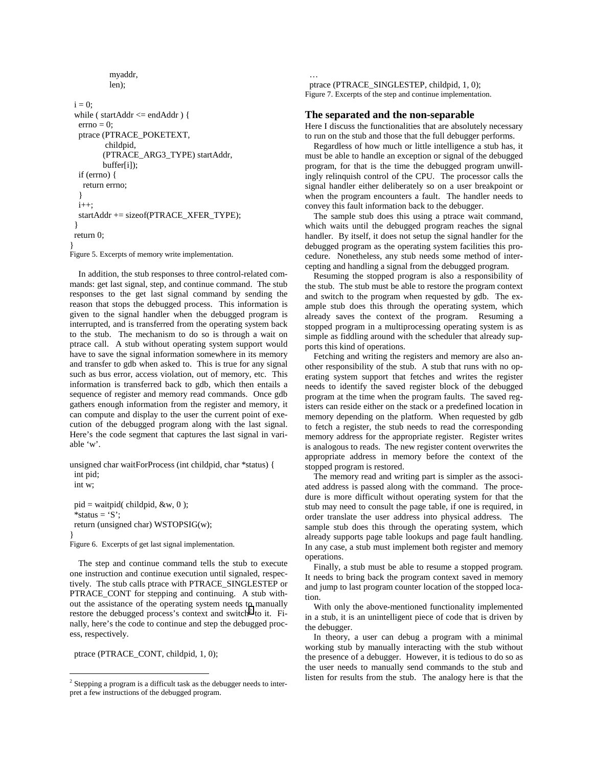```
            myaddr,
            len);

  i = 0;
  while ( startAddr <= endAddr ) {
    errno = 0;
    ptrace (PTRACE_POKETEXT,
            childpid,
            (PTRACE_ARG3_TYPE) startAddr,
            buffer[i]);
    if (errno) {
      return errno;
    }
    i++;
    startAddr += sizeof(PTRACE_XFER_TYPE);
  }
  return 0;
}
```

Figure 5. Excerpts of memory write implementation.

In addition, the stub responses to three control-related commands: get last signal, step, and continue command. The stub responses to the get last signal command by sending the reason that stops the debugged process. This information is given to the signal handler when the debugged program is interrupted, and is transferred from the operating system back to the stub. The mechanism to do so is through a wait on ptrace call. A stub without operating system support would have to save the signal information somewhere in its memory and transfer to gdb when asked to. This is true for any signal such as bus error, access violation, out of memory, etc. This information is transferred back to gdb, which then entails a sequence of register and memory read commands. Once gdb gathers enough information from the register and memory, it can compute and display to the user the current point of execution of the debugged program along with the last signal. Here's the code segment that captures the last signal in variable 'w'.

```
unsigned char waitForProcess (int childpid, char *status) {
  int pid;
  int w;

  pid = waitpid( childpid, &w, 0 );
  *status = 'S';
  return (unsigned char) WSTOPSIG(w);
}
```

Figure 6. Excerpts of get last signal implementation.

The step and continue command tells the stub to execute one instruction and continue execution until signaled, respectively. The stub calls ptrace with PTRACE_SINGLESTEP or PTRACE_CONT for stepping and continuing. A stub without the assistance of the operating system needs to manually restore the debugged process's context and switch[2] to it. Finally, here's the code to continue and step the debugged process, respectively.

```
  ptrace (PTRACE_CONT, childpid, 1, 0);
  …
  ptrace (PTRACE_SINGLESTEP, childpid, 1, 0);
```

Figure 7. Excerpts of the step and continue implementation.

## The separated and the non-separable

Here I discuss the functionalities that are absolutely necessary to run on the stub and those that the full debugger performs.

Regardless of how much or little intelligence a stub has, it must be able to handle an exception or signal of the debugged program, for that is the time the debugged program unwillingly relinquish control of the CPU. The processor calls the signal handler either deliberately so on a user breakpoint or when the program encounters a fault. The handler needs to convey this fault information back to the debugger.

The sample stub does this using a ptrace wait command, which waits until the debugged program reaches the signal handler. By itself, it does not setup the signal handler for the debugged program as the operating system facilities this procedure. Nonetheless, any stub needs some method of intercepting and handling a signal from the debugged program.

Resuming the stopped program is also a responsibility of the stub. The stub must be able to restore the program context and switch to the program when requested by gdb. The example stub does this through the operating system, which already saves the context of the program. Resuming a stopped program in a multiprocessing operating system is as simple as fiddling around with the scheduler that already supports this kind of operations.

Fetching and writing the registers and memory are also another responsibility of the stub. A stub that runs with no operating system support that fetches and writes the register needs to identify the saved register block of the debugged program at the time when the program faults. The saved registers can reside either on the stack or a predefined location in memory depending on the platform. When requested by gdb to fetch a register, the stub needs to read the corresponding memory address for the appropriate register. Register writes is analogous to reads. The new register content overwrites the appropriate address in memory before the context of the stopped program is restored.

The memory read and writing part is simpler as the associated address is passed along with the command. The procedure is more difficult without operating system for that the stub may need to consult the page table, if one is required, in order translate the user address into physical address. The sample stub does this through the operating system, which already supports page table lookups and page fault handling. In any case, a stub must implement both register and memory operations.

Finally, a stub must be able to resume a stopped program. It needs to bring back the program context saved in memory and jump to last program counter location of the stopped location.

With only the above-mentioned functionality implemented in a stub, it is an unintelligent piece of code that is driven by the debugger.

In theory, a user can debug a program with a minimal working stub by manually interacting with the stub without the presence of a debugger. However, it is tedious to do so as the user needs to manually send commands to the stub and listen for results from the stub. The analogy here is that the

[2] Stepping a program is a difficult task as the debugger needs to interpret a few instructions of the debugged program.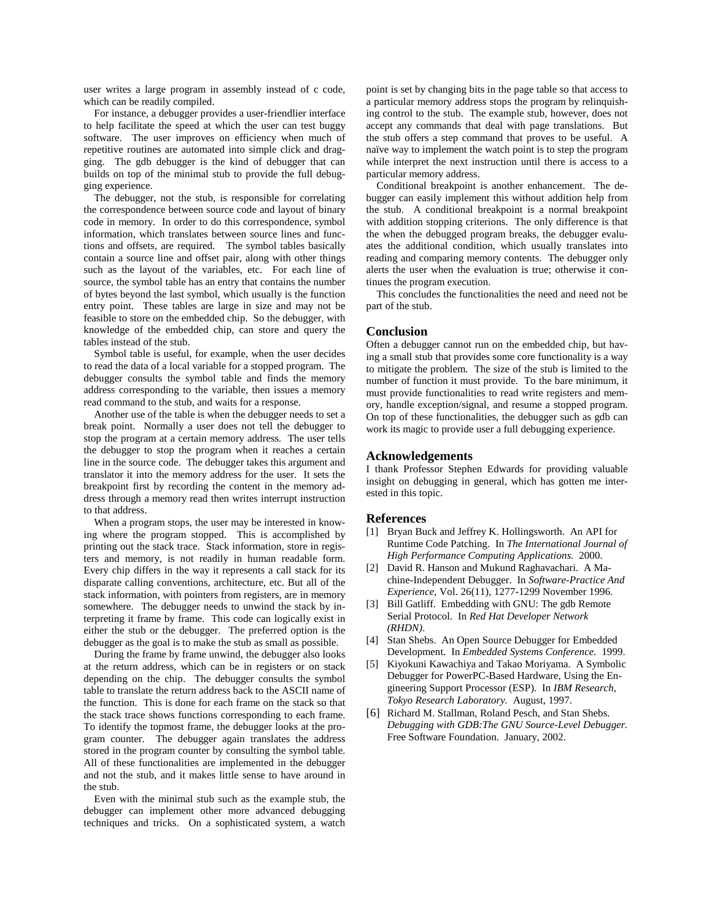user writes a large program in assembly instead of c code, which can be readily compiled.

For instance, a debugger provides a user-friendlier interface to help facilitate the speed at which the user can test buggy software. The user improves on efficiency when much of repetitive routines are automated into simple click and dragging. The gdb debugger is the kind of debugger that can builds on top of the minimal stub to provide the full debugging experience.

The debugger, not the stub, is responsible for correlating the correspondence between source code and layout of binary code in memory. In order to do this correspondence, symbol information, which translates between source lines and functions and offsets, are required. The symbol tables basically contain a source line and offset pair, along with other things such as the layout of the variables, etc. For each line of source, the symbol table has an entry that contains the number of bytes beyond the last symbol, which usually is the function entry point. These tables are large in size and may not be feasible to store on the embedded chip. So the debugger, with knowledge of the embedded chip, can store and query the tables instead of the stub.

Symbol table is useful, for example, when the user decides to read the data of a local variable for a stopped program. The debugger consults the symbol table and finds the memory address corresponding to the variable, then issues a memory read command to the stub, and waits for a response.

Another use of the table is when the debugger needs to set a break point. Normally a user does not tell the debugger to stop the program at a certain memory address. The user tells the debugger to stop the program when it reaches a certain line in the source code. The debugger takes this argument and translator it into the memory address for the user. It sets the breakpoint first by recording the content in the memory address through a memory read then writes interrupt instruction to that address.

When a program stops, the user may be interested in knowing where the program stopped. This is accomplished by printing out the stack trace. Stack information, store in registers and memory, is not readily in human readable form. Every chip differs in the way it represents a call stack for its disparate calling conventions, architecture, etc. But all of the stack information, with pointers from registers, are in memory somewhere. The debugger needs to unwind the stack by interpreting it frame by frame. This code can logically exist in either the stub or the debugger. The preferred option is the debugger as the goal is to make the stub as small as possible.

During the frame by frame unwind, the debugger also looks at the return address, which can be in registers or on stack depending on the chip. The debugger consults the symbol table to translate the return address back to the ASCII name of the function. This is done for each frame on the stack so that the stack trace shows functions corresponding to each frame. To identify the topmost frame, the debugger looks at the program counter. The debugger again translates the address stored in the program counter by consulting the symbol table. All of these functionalities are implemented in the debugger and not the stub, and it makes little sense to have around in the stub.

Even with the minimal stub such as the example stub, the debugger can implement other more advanced debugging techniques and tricks. On a sophisticated system, a watch point is set by changing bits in the page table so that access to a particular memory address stops the program by relinquishing control to the stub. The example stub, however, does not accept any commands that deal with page translations. But the stub offers a step command that proves to be useful. A naïve way to implement the watch point is to step the program while interpret the next instruction until there is access to a particular memory address.

Conditional breakpoint is another enhancement. The debugger can easily implement this without addition help from the stub. A conditional breakpoint is a normal breakpoint with addition stopping criterions. The only difference is that the when the debugged program breaks, the debugger evaluates the additional condition, which usually translates into reading and comparing memory contents. The debugger only alerts the user when the evaluation is true; otherwise it continues the program execution.

This concludes the functionalities the need and need not be part of the stub.

## Conclusion

Often a debugger cannot run on the embedded chip, but having a small stub that provides some core functionality is a way to mitigate the problem. The size of the stub is limited to the number of function it must provide. To the bare minimum, it must provide functionalities to read write registers and memory, handle exception/signal, and resume a stopped program. On top of these functionalities, the debugger such as gdb can work its magic to provide user a full debugging experience.

## Acknowledgements

I thank Professor Stephen Edwards for providing valuable insight on debugging in general, which has gotten me interested in this topic.

## References

[1] Bryan Buck and Jeffrey K. Hollingsworth. An API for Runtime Code Patching. In *The International Journal of High Performance Computing Applications.* 2000.

[2] David R. Hanson and Mukund Raghavachari. A Machine-Independent Debugger. In *Software-Practice And Experience*, Vol. 26(11), 1277-1299 November 1996.

[3] Bill Gatliff. Embedding with GNU: The gdb Remote Serial Protocol. In *Red Hat Developer Network (RHDN)*.

[4] Stan Shebs. An Open Source Debugger for Embedded Development. In *Embedded Systems Conference.* 1999.

[5] Kiyokuni Kawachiya and Takao Moriyama. A Symbolic Debugger for PowerPC-Based Hardware, Using the Engineering Support Processor (ESP). In *IBM Research, Tokyo Research Laboratory.* August, 1997.

[6] Richard M. Stallman, Roland Pesch, and Stan Shebs. *Debugging with GDB:The GNU Source-Level Debugger.* Free Software Foundation. January, 2002.